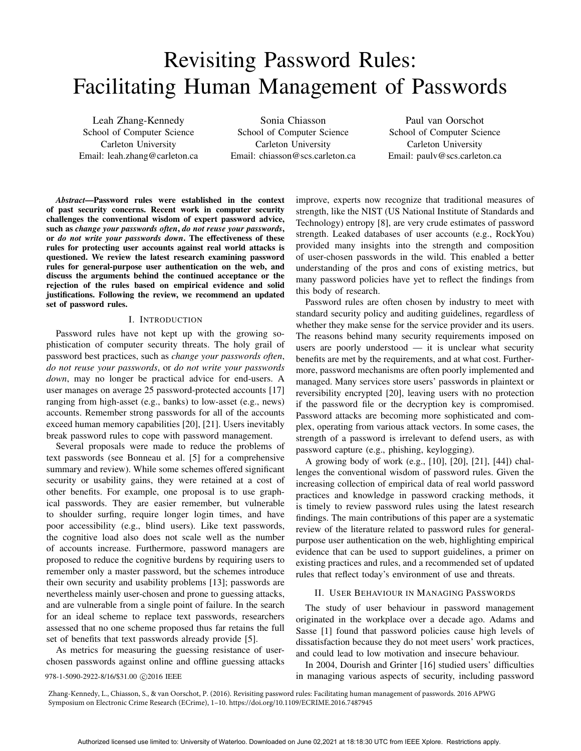# Revisiting Password Rules: Facilitating Human Management of Passwords

Leah Zhang-Kennedy
School of Computer Science
Carleton University
Email: leah.zhang@carleton.ca

Sonia Chiasson
School of Computer Science
Carleton University
Email: chiasson@scs.carleton.ca

Paul van Oorschot
School of Computer Science
Carleton University
Email: paulv@scs.carleton.ca

***Abstract*—Password rules were established in the context of past security concerns. Recent work in computer security challenges the conventional wisdom of expert password advice, such as *change your passwords often*, *do not reuse your passwords*, or *do not write your passwords down*. The effectiveness of these rules for protecting user accounts against real world attacks is questioned. We review the latest research examining password rules for general-purpose user authentication on the web, and discuss the arguments behind the continued acceptance or the rejection of the rules based on empirical evidence and solid justifications. Following the review, we recommend an updated set of password rules.**

## I. Introduction

Password rules have not kept up with the growing sophistication of computer security threats. The holy grail of password best practices, such as *change your passwords often*, *do not reuse your passwords*, or *do not write your passwords down*, may no longer be practical advice for end-users. A user manages on average 25 password-protected accounts [17] ranging from high-asset (e.g., banks) to low-asset (e.g., news) accounts. Remember strong passwords for all of the accounts exceed human memory capabilities [20], [21]. Users inevitably break password rules to cope with password management.

Several proposals were made to reduce the problems of text passwords (see Bonneau et al. [5] for a comprehensive summary and review). While some schemes offered significant security or usability gains, they were retained at a cost of other benefits. For example, one proposal is to use graphical passwords. They are easier remember, but vulnerable to shoulder surfing, require longer login times, and have poor accessibility (e.g., blind users). Like text passwords, the cognitive load also does not scale well as the number of accounts increase. Furthermore, password managers are proposed to reduce the cognitive burdens by requiring users to remember only a master password, but the schemes introduce their own security and usability problems [13]; passwords are nevertheless mainly user-chosen and prone to guessing attacks, and are vulnerable from a single point of failure. In the search for an ideal scheme to replace text passwords, researchers assessed that no one scheme proposed thus far retains the full set of benefits that text passwords already provide [5].

As metrics for measuring the guessing resistance of user-chosen passwords against online and offline guessing attacks improve, experts now recognize that traditional measures of strength, like the NIST (US National Institute of Standards and Technology) entropy [8], are very crude estimates of password strength. Leaked databases of user accounts (e.g., RockYou) provided many insights into the strength and composition of user-chosen passwords in the wild. This enabled a better understanding of the pros and cons of existing metrics, but many password policies have yet to reflect the findings from this body of research.

Password rules are often chosen by industry to meet with standard security policy and auditing guidelines, regardless of whether they make sense for the service provider and its users. The reasons behind many security requirements imposed on users are poorly understood — it is unclear what security benefits are met by the requirements, and at what cost. Furthermore, password mechanisms are often poorly implemented and managed. Many services store users' passwords in plaintext or reversibility encrypted [20], leaving users with no protection if the password file or the decryption key is compromised. Password attacks are becoming more sophisticated and complex, operating from various attack vectors. In some cases, the strength of a password is irrelevant to defend users, as with password capture (e.g., phishing, keylogging).

A growing body of work (e.g., [10], [20], [21], [44]) challenges the conventional wisdom of password rules. Given the increasing collection of empirical data of real world password practices and knowledge in password cracking methods, it is timely to review password rules using the latest research findings. The main contributions of this paper are a systematic review of the literature related to password rules for general-purpose user authentication on the web, highlighting empirical evidence that can be used to support guidelines, a primer on existing practices and rules, and a recommended set of updated rules that reflect today's environment of use and threats.

## II. User Behaviour in Managing Passwords

The study of user behaviour in password management originated in the workplace over a decade ago. Adams and Sasse [1] found that password policies cause high levels of dissatisfaction because they do not meet users' work practices, and could lead to low motivation and insecure behaviour.

In 2004, Dourish and Grinter [16] studied users' difficulties in managing various aspects of security, including password

978-1-5090-2922-8/16/$31.00 ©2016 IEEE

Zhang-Kennedy, L., Chiasson, S., & van Oorschot, P. (2016). Revisiting password rules: Facilitating human management of passwords. 2016 APWG Symposium on Electronic Crime Research (ECrime), 1–10. https://doi.org/10.1109/ECRIME.2016.7487945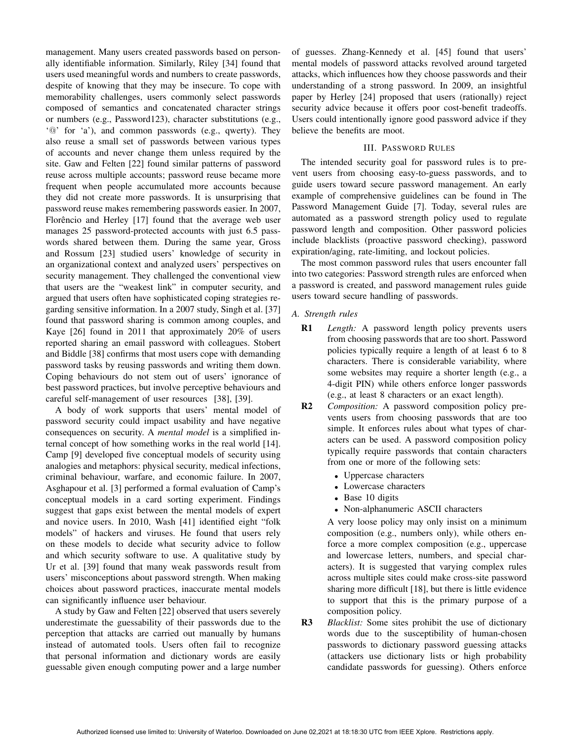management. Many users created passwords based on personally identifiable information. Similarly, Riley [34] found that users used meaningful words and numbers to create passwords, despite of knowing that they may be insecure. To cope with memorability challenges, users commonly select passwords composed of semantics and concatenated character strings or numbers (e.g., Password123), character substitutions (e.g., '@' for 'a'), and common passwords (e.g., qwerty). They also reuse a small set of passwords between various types of accounts and never change them unless required by the site. Gaw and Felten [22] found similar patterns of password reuse across multiple accounts; password reuse became more frequent when people accumulated more accounts because they did not create more passwords. It is unsurprising that password reuse makes remembering passwords easier. In 2007, Florêncio and Herley [17] found that the average web user manages 25 password-protected accounts with just 6.5 passwords shared between them. During the same year, Gross and Rossum [23] studied users' knowledge of security in an organizational context and analyzed users' perspectives on security management. They challenged the conventional view that users are the "weakest link" in computer security, and argued that users often have sophisticated coping strategies regarding sensitive information. In a 2007 study, Singh et al. [37] found that password sharing is common among couples, and Kaye [26] found in 2011 that approximately 20% of users reported sharing an email password with colleagues. Stobert and Biddle [38] confirms that most users cope with demanding password tasks by reusing passwords and writing them down. Coping behaviours do not stem out of users' ignorance of best password practices, but involve perceptive behaviours and careful self-management of user resources [38], [39].

A body of work supports that users' mental model of password security could impact usability and have negative consequences on security. A *mental model* is a simplified internal concept of how something works in the real world [14]. Camp [9] developed five conceptual models of security using analogies and metaphors: physical security, medical infections, criminal behaviour, warfare, and economic failure. In 2007, Asghapour et al. [3] performed a formal evaluation of Camp's conceptual models in a card sorting experiment. Findings suggest that gaps exist between the mental models of expert and novice users. In 2010, Wash [41] identified eight "folk models" of hackers and viruses. He found that users rely on these models to decide what security advice to follow and which security software to use. A qualitative study by Ur et al. [39] found that many weak passwords result from users' misconceptions about password strength. When making choices about password practices, inaccurate mental models can significantly influence user behaviour.

A study by Gaw and Felten [22] observed that users severely underestimate the guessability of their passwords due to the perception that attacks are carried out manually by humans instead of automated tools. Users often fail to recognize that personal information and dictionary words are easily guessable given enough computing power and a large number of guesses. Zhang-Kennedy et al. [45] found that users' mental models of password attacks revolved around targeted attacks, which influences how they choose passwords and their understanding of a strong password. In 2009, an insightful paper by Herley [24] proposed that users (rationally) reject security advice because it offers poor cost-benefit tradeoffs. Users could intentionally ignore good password advice if they believe the benefits are moot.

## III. Password Rules

The intended security goal for password rules is to prevent users from choosing easy-to-guess passwords, and to guide users toward secure password management. An early example of comprehensive guidelines can be found in The Password Management Guide [7]. Today, several rules are automated as a password strength policy used to regulate password length and composition. Other password policies include blacklists (proactive password checking), password expiration/aging, rate-limiting, and lockout policies.

The most common password rules that users encounter fall into two categories: Password strength rules are enforced when a password is created, and password management rules guide users toward secure handling of passwords.

### *A. Strength rules*

**R1** *Length:* A password length policy prevents users from choosing passwords that are too short. Password policies typically require a length of at least 6 to 8 characters. There is considerable variability, where some websites may require a shorter length (e.g., a 4-digit PIN) while others enforce longer passwords (e.g., at least 8 characters or an exact length).

**R2** *Composition:* A password composition policy prevents users from choosing passwords that are too simple. It enforces rules about what types of characters can be used. A password composition policy typically require passwords that contain characters from one or more of the following sets:

- Uppercase characters
- Lowercase characters
- Base 10 digits
- Non-alphanumeric ASCII characters

A very loose policy may only insist on a minimum composition (e.g., numbers only), while others enforce a more complex composition (e.g., uppercase and lowercase letters, numbers, and special characters). It is suggested that varying complex rules across multiple sites could make cross-site password sharing more difficult [18], but there is little evidence to support that this is the primary purpose of a composition policy.

**R3** *Blacklist:* Some sites prohibit the use of dictionary words due to the susceptibility of human-chosen passwords to dictionary password guessing attacks (attackers use dictionary lists or high probability candidate passwords for guessing). Others enforce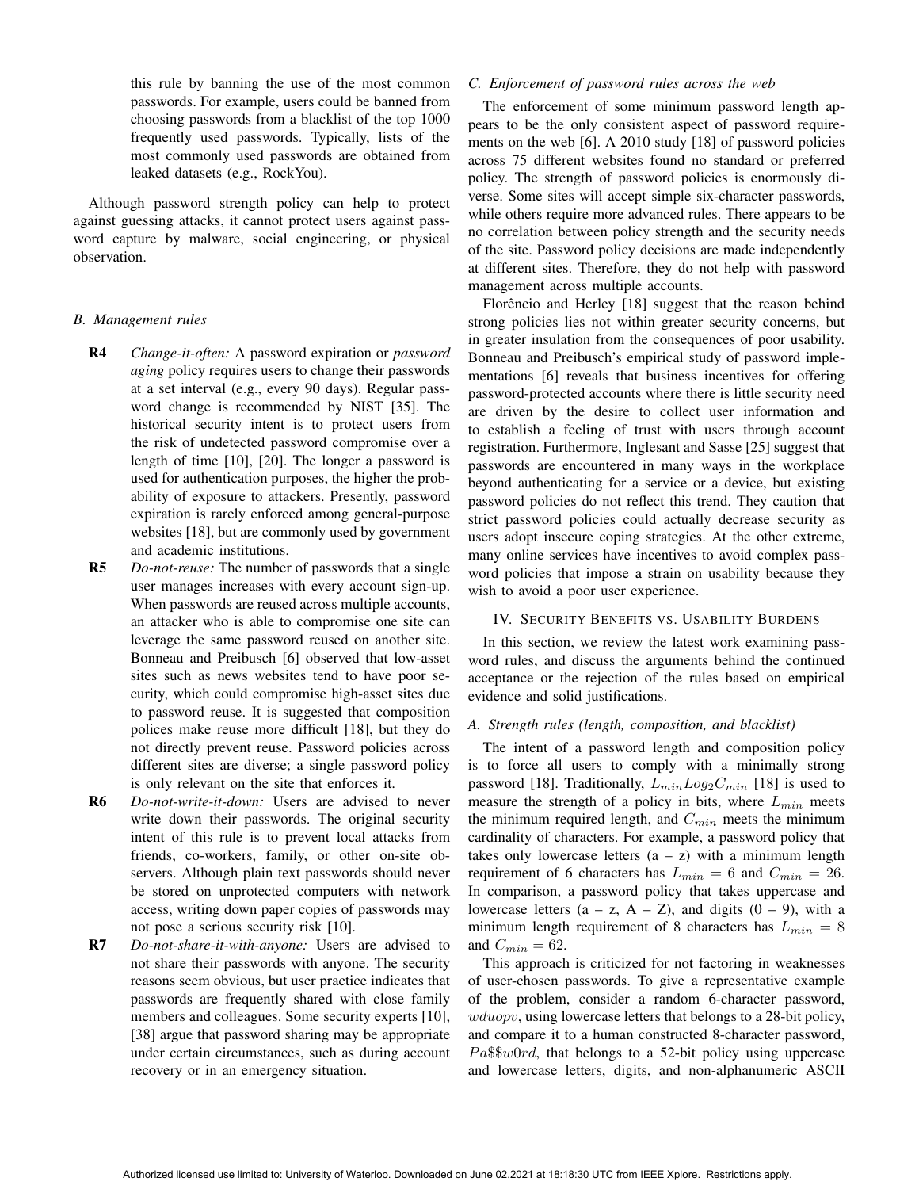this rule by banning the use of the most common passwords. For example, users could be banned from choosing passwords from a blacklist of the top 1000 frequently used passwords. Typically, lists of the most commonly used passwords are obtained from leaked datasets (e.g., RockYou).

Although password strength policy can help to protect against guessing attacks, it cannot protect users against password capture by malware, social engineering, or physical observation.

### B. Management rules

- **R4** *Change-it-often:* A password expiration or *password aging* policy requires users to change their passwords at a set interval (e.g., every 90 days). Regular password change is recommended by NIST [35]. The historical security intent is to protect users from the risk of undetected password compromise over a length of time [10], [20]. The longer a password is used for authentication purposes, the higher the probability of exposure to attackers. Presently, password expiration is rarely enforced among general-purpose websites [18], but are commonly used by government and academic institutions.
- **R5** *Do-not-reuse:* The number of passwords that a single user manages increases with every account sign-up. When passwords are reused across multiple accounts, an attacker who is able to compromise one site can leverage the same password reused on another site. Bonneau and Preibusch [6] observed that low-asset sites such as news websites tend to have poor security, which could compromise high-asset sites due to password reuse. It is suggested that composition polices make reuse more difficult [18], but they do not directly prevent reuse. Password policies across different sites are diverse; a single password policy is only relevant on the site that enforces it.
- **R6** *Do-not-write-it-down:* Users are advised to never write down their passwords. The original security intent of this rule is to prevent local attacks from friends, co-workers, family, or other on-site observers. Although plain text passwords should never be stored on unprotected computers with network access, writing down paper copies of passwords may not pose a serious security risk [10].
- **R7** *Do-not-share-it-with-anyone:* Users are advised to not share their passwords with anyone. The security reasons seem obvious, but user practice indicates that passwords are frequently shared with close family members and colleagues. Some security experts [10], [38] argue that password sharing may be appropriate under certain circumstances, such as during account recovery or in an emergency situation.

### C. Enforcement of password rules across the web

The enforcement of some minimum password length appears to be the only consistent aspect of password requirements on the web [6]. A 2010 study [18] of password policies across 75 different websites found no standard or preferred policy. The strength of password policies is enormously diverse. Some sites will accept simple six-character passwords, while others require more advanced rules. There appears to be no correlation between policy strength and the security needs of the site. Password policy decisions are made independently at different sites. Therefore, they do not help with password management across multiple accounts.

Florêncio and Herley [18] suggest that the reason behind strong policies lies not within greater security concerns, but in greater insulation from the consequences of poor usability. Bonneau and Preibusch's empirical study of password implementations [6] reveals that business incentives for offering password-protected accounts where there is little security need are driven by the desire to collect user information and to establish a feeling of trust with users through account registration. Furthermore, Inglesant and Sasse [25] suggest that passwords are encountered in many ways in the workplace beyond authenticating for a service or a device, but existing password policies do not reflect this trend. They caution that strict password policies could actually decrease security as users adopt insecure coping strategies. At the other extreme, many online services have incentives to avoid complex password policies that impose a strain on usability because they wish to avoid a poor user experience.

## IV. Security Benefits vs. Usability Burdens

In this section, we review the latest work examining password rules, and discuss the arguments behind the continued acceptance or the rejection of the rules based on empirical evidence and solid justifications.

### A. Strength rules (length, composition, and blacklist)

The intent of a password length and composition policy is to force all users to comply with a minimally strong password [18]. Traditionally, $L_{min} Log_2 C_{min}$ [18] is used to measure the strength of a policy in bits, where $L_{min}$ meets the minimum required length, and $C_{min}$ meets the minimum cardinality of characters. For example, a password policy that takes only lowercase letters (a – z) with a minimum length requirement of 6 characters has $L_{min} = 6$ and $C_{min} = 26$. In comparison, a password policy that takes uppercase and lowercase letters (a – z, A – Z), and digits (0 – 9), with a minimum length requirement of 8 characters has $L_{min} = 8$ and $C_{min} = 62$.

This approach is criticized for not factoring in weaknesses of user-chosen passwords. To give a representative example of the problem, consider a random 6-character password, $wduopv$, using lowercase letters that belongs to a 28-bit policy, and compare it to a human constructed 8-character password, $Pa\$\$w0rd$, that belongs to a 52-bit policy using uppercase and lowercase letters, digits, and non-alphanumeric ASCII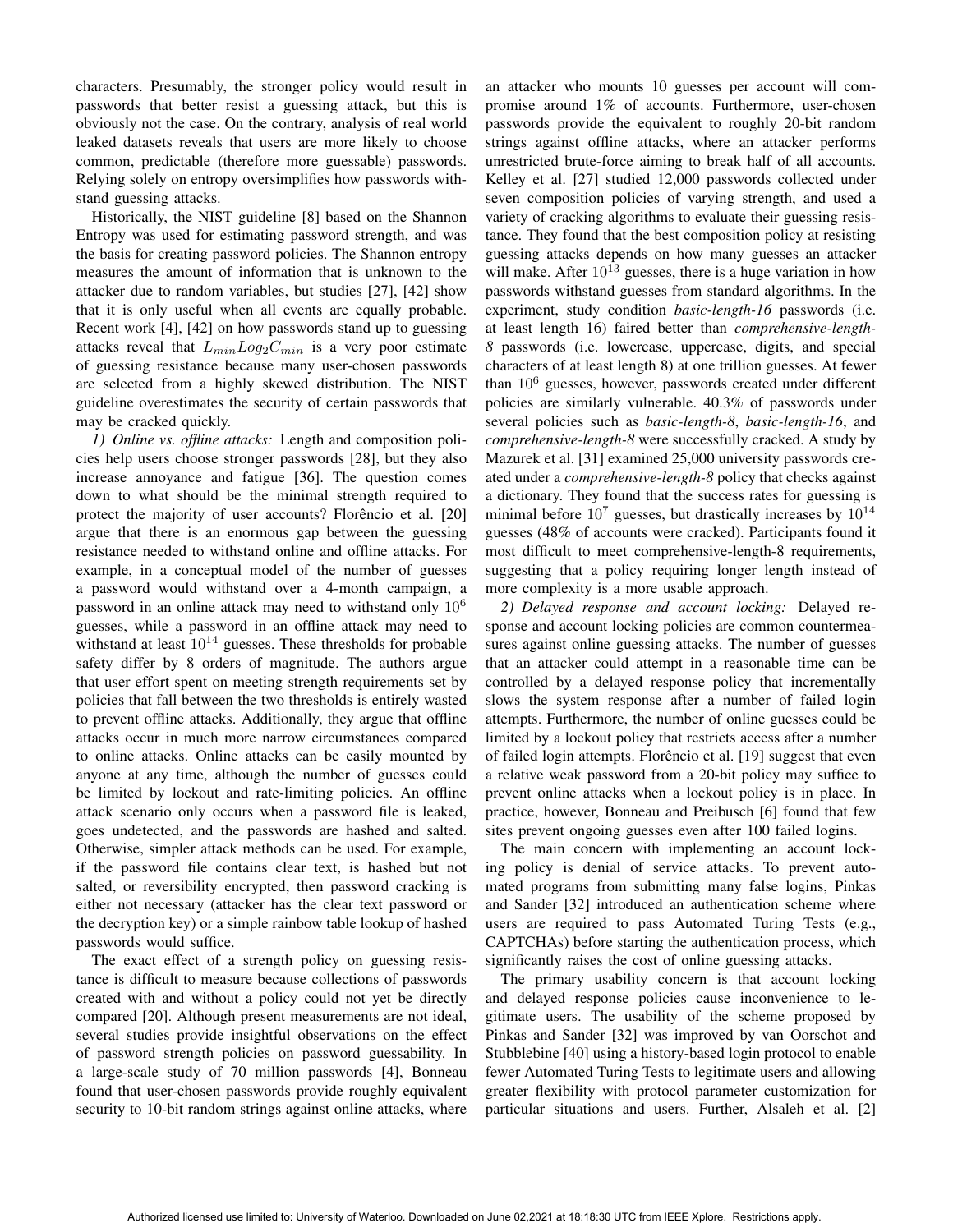characters. Presumably, the stronger policy would result in passwords that better resist a guessing attack, but this is obviously not the case. On the contrary, analysis of real world leaked datasets reveals that users are more likely to choose common, predictable (therefore more guessable) passwords. Relying solely on entropy oversimplifies how passwords withstand guessing attacks.

Historically, the NIST guideline [8] based on the Shannon Entropy was used for estimating password strength, and was the basis for creating password policies. The Shannon entropy measures the amount of information that is unknown to the attacker due to random variables, but studies [27], [42] show that it is only useful when all events are equally probable. Recent work [4], [42] on how passwords stand up to guessing attacks reveal that $L_{min}Log_2C_{min}$ is a very poor estimate of guessing resistance because many user-chosen passwords are selected from a highly skewed distribution. The NIST guideline overestimates the security of certain passwords that may be cracked quickly.

*1) Online vs. offline attacks:* Length and composition policies help users choose stronger passwords [28], but they also increase annoyance and fatigue [36]. The question comes down to what should be the minimal strength required to protect the majority of user accounts? Florêncio et al. [20] argue that there is an enormous gap between the guessing resistance needed to withstand online and offline attacks. For example, in a conceptual model of the number of guesses a password would withstand over a 4-month campaign, a password in an online attack may need to withstand only $10^6$ guesses, while a password in an offline attack may need to withstand at least $10^{14}$ guesses. These thresholds for probable safety differ by 8 orders of magnitude. The authors argue that user effort spent on meeting strength requirements set by policies that fall between the two thresholds is entirely wasted to prevent offline attacks. Additionally, they argue that offline attacks occur in much more narrow circumstances compared to online attacks. Online attacks can be easily mounted by anyone at any time, although the number of guesses could be limited by lockout and rate-limiting policies. An offline attack scenario only occurs when a password file is leaked, goes undetected, and the passwords are hashed and salted. Otherwise, simpler attack methods can be used. For example, if the password file contains clear text, is hashed but not salted, or reversibility encrypted, then password cracking is either not necessary (attacker has the clear text password or the decryption key) or a simple rainbow table lookup of hashed passwords would suffice.

The exact effect of a strength policy on guessing resistance is difficult to measure because collections of passwords created with and without a policy could not yet be directly compared [20]. Although present measurements are not ideal, several studies provide insightful observations on the effect of password strength policies on password guessability. In a large-scale study of 70 million passwords [4], Bonneau found that user-chosen passwords provide roughly equivalent security to 10-bit random strings against online attacks, where an attacker who mounts 10 guesses per account will compromise around 1% of accounts. Furthermore, user-chosen passwords provide the equivalent to roughly 20-bit random strings against offline attacks, where an attacker performs unrestricted brute-force aiming to break half of all accounts. Kelley et al. [27] studied 12,000 passwords collected under seven composition policies of varying strength, and used a variety of cracking algorithms to evaluate their guessing resistance. They found that the best composition policy at resisting guessing attacks depends on how many guesses an attacker will make. After $10^{13}$ guesses, there is a huge variation in how passwords withstand guesses from standard algorithms. In the experiment, study condition *basic-length-16* passwords (i.e. at least length 16) faired better than *comprehensive-length-8* passwords (i.e. lowercase, uppercase, digits, and special characters of at least length 8) at one trillion guesses. At fewer than $10^6$ guesses, however, passwords created under different policies are similarly vulnerable. 40.3% of passwords under several policies such as *basic-length-8*, *basic-length-16*, and *comprehensive-length-8* were successfully cracked. A study by Mazurek et al. [31] examined 25,000 university passwords created under a *comprehensive-length-8* policy that checks against a dictionary. They found that the success rates for guessing is minimal before $10^7$ guesses, but drastically increases by $10^{14}$ guesses (48% of accounts were cracked). Participants found it most difficult to meet comprehensive-length-8 requirements, suggesting that a policy requiring longer length instead of more complexity is a more usable approach.

*2) Delayed response and account locking:* Delayed response and account locking policies are common countermeasures against online guessing attacks. The number of guesses that an attacker could attempt in a reasonable time can be controlled by a delayed response policy that incrementally slows the system response after a number of failed login attempts. Furthermore, the number of online guesses could be limited by a lockout policy that restricts access after a number of failed login attempts. Florêncio et al. [19] suggest that even a relative weak password from a 20-bit policy may suffice to prevent online attacks when a lockout policy is in place. In practice, however, Bonneau and Preibusch [6] found that few sites prevent ongoing guesses even after 100 failed logins.

The main concern with implementing an account locking policy is denial of service attacks. To prevent automated programs from submitting many false logins, Pinkas and Sander [32] introduced an authentication scheme where users are required to pass Automated Turing Tests (e.g., CAPTCHAs) before starting the authentication process, which significantly raises the cost of online guessing attacks.

The primary usability concern is that account locking and delayed response policies cause inconvenience to legitimate users. The usability of the scheme proposed by Pinkas and Sander [32] was improved by van Oorschot and Stubblebine [40] using a history-based login protocol to enable fewer Automated Turing Tests to legitimate users and allowing greater flexibility with protocol parameter customization for particular situations and users. Further, Alsaleh et al. [2]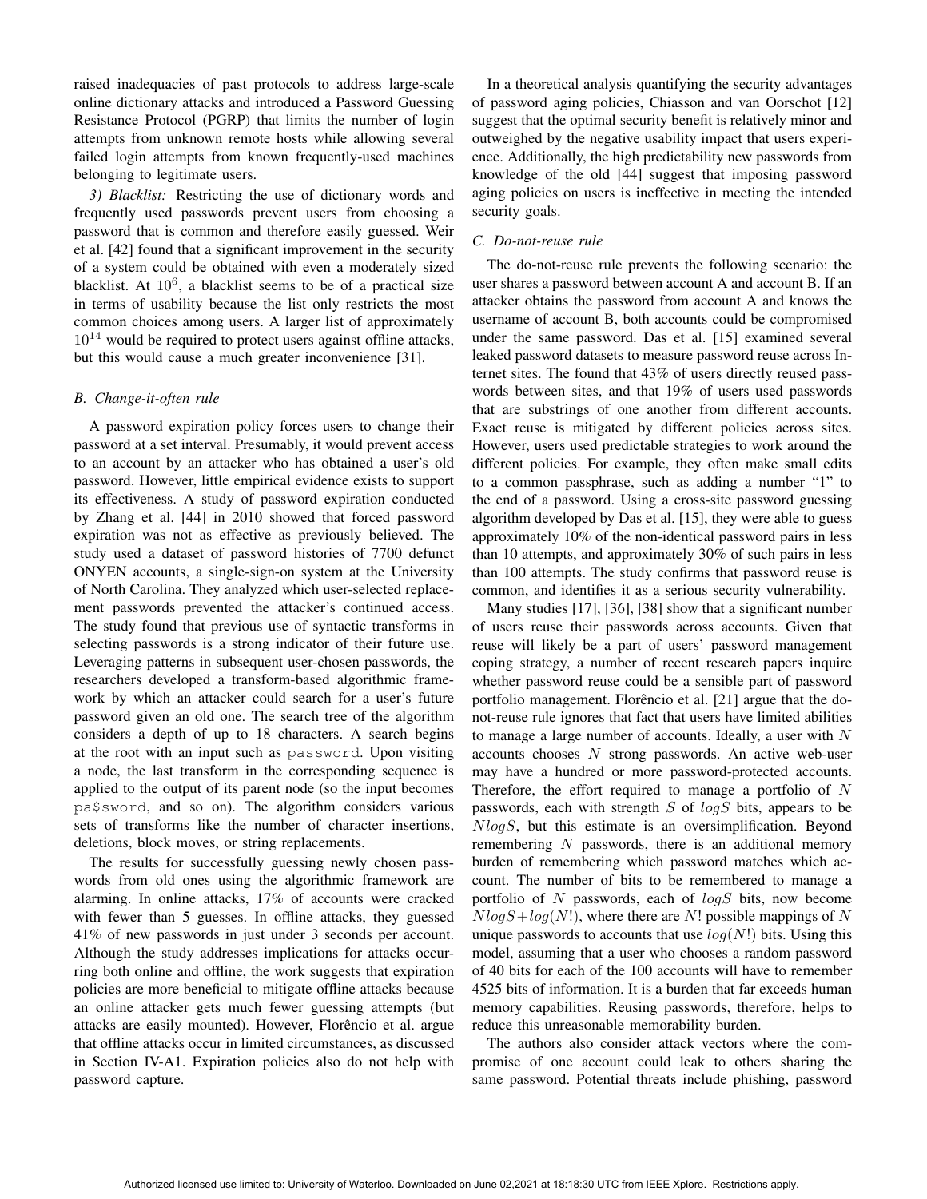raised inadequacies of past protocols to address large-scale online dictionary attacks and introduced a Password Guessing Resistance Protocol (PGRP) that limits the number of login attempts from unknown remote hosts while allowing several failed login attempts from known frequently-used machines belonging to legitimate users.

*3) Blacklist:* Restricting the use of dictionary words and frequently used passwords prevent users from choosing a password that is common and therefore easily guessed. Weir et al. [42] found that a significant improvement in the security of a system could be obtained with even a moderately sized blacklist. At $10^6$, a blacklist seems to be of a practical size in terms of usability because the list only restricts the most common choices among users. A larger list of approximately $10^{14}$ would be required to protect users against offline attacks, but this would cause a much greater inconvenience [31].

### *B. Change-it-often rule*

A password expiration policy forces users to change their password at a set interval. Presumably, it would prevent access to an account by an attacker who has obtained a user's old password. However, little empirical evidence exists to support its effectiveness. A study of password expiration conducted by Zhang et al. [44] in 2010 showed that forced password expiration was not as effective as previously believed. The study used a dataset of password histories of 7700 defunct ONYEN accounts, a single-sign-on system at the University of North Carolina. They analyzed which user-selected replacement passwords prevented the attacker's continued access. The study found that previous use of syntactic transforms in selecting passwords is a strong indicator of their future use. Leveraging patterns in subsequent user-chosen passwords, the researchers developed a transform-based algorithmic framework by which an attacker could search for a user's future password given an old one. The search tree of the algorithm considers a depth of up to 18 characters. A search begins at the root with an input such as `password`. Upon visiting a node, the last transform in the corresponding sequence is applied to the output of its parent node (so the input becomes `pa$sword`, and so on). The algorithm considers various sets of transforms like the number of character insertions, deletions, block moves, or string replacements.

The results for successfully guessing newly chosen passwords from old ones using the algorithmic framework are alarming. In online attacks, 17% of accounts were cracked with fewer than 5 guesses. In offline attacks, they guessed 41% of new passwords in just under 3 seconds per account. Although the study addresses implications for attacks occurring both online and offline, the work suggests that expiration policies are more beneficial to mitigate offline attacks because an online attacker gets much fewer guessing attempts (but attacks are easily mounted). However, Florêncio et al. argue that offline attacks occur in limited circumstances, as discussed in Section IV-A1. Expiration policies also do not help with password capture.

In a theoretical analysis quantifying the security advantages of password aging policies, Chiasson and van Oorschot [12] suggest that the optimal security benefit is relatively minor and outweighed by the negative usability impact that users experience. Additionally, the high predictability new passwords from knowledge of the old [44] suggest that imposing password aging policies on users is ineffective in meeting the intended security goals.

### *C. Do-not-reuse rule*

The do-not-reuse rule prevents the following scenario: the user shares a password between account A and account B. If an attacker obtains the password from account A and knows the username of account B, both accounts could be compromised under the same password. Das et al. [15] examined several leaked password datasets to measure password reuse across Internet sites. The found that 43% of users directly reused passwords between sites, and that 19% of users used passwords that are substrings of one another from different accounts. Exact reuse is mitigated by different policies across sites. However, users used predictable strategies to work around the different policies. For example, they often make small edits to a common passphrase, such as adding a number "1" to the end of a password. Using a cross-site password guessing algorithm developed by Das et al. [15], they were able to guess approximately 10% of the non-identical password pairs in less than 10 attempts, and approximately 30% of such pairs in less than 100 attempts. The study confirms that password reuse is common, and identifies it as a serious security vulnerability.

Many studies [17], [36], [38] show that a significant number of users reuse their passwords across accounts. Given that reuse will likely be a part of users' password management coping strategy, a number of recent research papers inquire whether password reuse could be a sensible part of password portfolio management. Florêncio et al. [21] argue that the do-not-reuse rule ignores that fact that users have limited abilities to manage a large number of accounts. Ideally, a user with $N$ accounts chooses $N$ strong passwords. An active web-user may have a hundred or more password-protected accounts. Therefore, the effort required to manage a portfolio of $N$ passwords, each with strength $S$ of $logS$ bits, appears to be $NlogS$, but this estimate is an oversimplification. Beyond remembering $N$ passwords, there is an additional memory burden of remembering which password matches which account. The number of bits to be remembered to manage a portfolio of $N$ passwords, each of $logS$ bits, now become $NlogS+log(N!)$, where there are $N!$ possible mappings of $N$ unique passwords to accounts that use $log(N!)$ bits. Using this model, assuming that a user who chooses a random password of 40 bits for each of the 100 accounts will have to remember 4525 bits of information. It is a burden that far exceeds human memory capabilities. Reusing passwords, therefore, helps to reduce this unreasonable memorability burden.

The authors also consider attack vectors where the compromise of one account could leak to others sharing the same password. Potential threats include phishing, password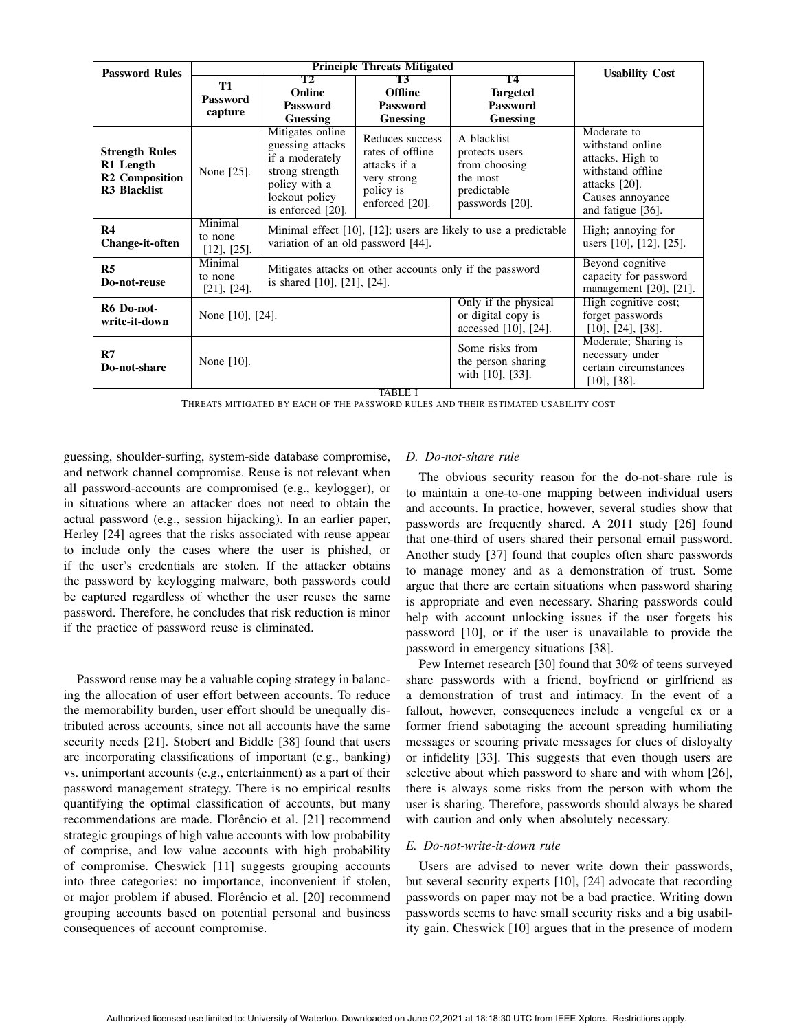| Password Rules | Principle Threats Mitigated | | | | Usability Cost |
|---|---|---|---|---|---|
| | **T1 Password capture** | **T2 Online Password Guessing** | **T3 Offline Password Guessing** | **T4 Targeted Password Guessing** | |
| **Strength Rules R1 Length R2 Composition R3 Blacklist** | None [25]. | Mitigates online guessing attacks if a moderately strong strength policy with a lockout policy is enforced [20]. | Reduces success rates of offline attacks if a very strong policy is enforced [20]. | A blacklist protects users from choosing the most predictable passwords [20]. | Moderate to withstand online attacks. High to withstand offline attacks [20]. Causes annoyance and fatigue [36]. |
| **R4 Change-it-often** | Minimal to none [12], [25]. | Minimal effect [10], [12]; users are likely to use a predictable variation of an old password [44]. | | | High; annoying for users [10], [12], [25]. |
| **R5 Do-not-reuse** | Minimal to none [21], [24]. | Mitigates attacks on other accounts only if the password is shared [10], [21], [24]. | | | Beyond cognitive capacity for password management [20], [21]. |
| **R6 Do-not-write-it-down** | None [10], [24]. | | | Only if the physical or digital copy is accessed [10], [24]. | High cognitive cost; forget passwords [10], [24], [38]. |
| **R7 Do-not-share** | None [10]. | | | Some risks from the person sharing with [10], [33]. | Moderate; Sharing is necessary under certain circumstances [10], [38]. |

TABLE I

THREATS MITIGATED BY EACH OF THE PASSWORD RULES AND THEIR ESTIMATED USABILITY COST

guessing, shoulder-surfing, system-side database compromise, and network channel compromise. Reuse is not relevant when all password-accounts are compromised (e.g., keylogger), or in situations where an attacker does not need to obtain the actual password (e.g., session hijacking). In an earlier paper, Herley [24] agrees that the risks associated with reuse appear to include only the cases where the user is phished, or if the user's credentials are stolen. If the attacker obtains the password by keylogging malware, both passwords could be captured regardless of whether the user reuses the same password. Therefore, he concludes that risk reduction is minor if the practice of password reuse is eliminated.

Password reuse may be a valuable coping strategy in balancing the allocation of user effort between accounts. To reduce the memorability burden, user effort should be unequally distributed across accounts, since not all accounts have the same security needs [21]. Stobert and Biddle [38] found that users are incorporating classifications of important (e.g., banking) vs. unimportant accounts (e.g., entertainment) as a part of their password management strategy. There is no empirical results quantifying the optimal classification of accounts, but many recommendations are made. Florêncio et al. [21] recommend strategic groupings of high value accounts with low probability of comprise, and low value accounts with high probability of compromise. Cheswick [11] suggests grouping accounts into three categories: no importance, inconvenient if stolen, or major problem if abused. Florêncio et al. [20] recommend grouping accounts based on potential personal and business consequences of account compromise.

### D. Do-not-share rule

The obvious security reason for the do-not-share rule is to maintain a one-to-one mapping between individual users and accounts. In practice, however, several studies show that passwords are frequently shared. A 2011 study [26] found that one-third of users shared their personal email password. Another study [37] found that couples often share passwords to manage money and as a demonstration of trust. Some argue that there are certain situations when password sharing is appropriate and even necessary. Sharing passwords could help with account unlocking issues if the user forgets his password [10], or if the user is unavailable to provide the password in emergency situations [38].

Pew Internet research [30] found that 30% of teens surveyed share passwords with a friend, boyfriend or girlfriend as a demonstration of trust and intimacy. In the event of a fallout, however, consequences include a vengeful ex or a former friend sabotaging the account spreading humiliating messages or scouring private messages for clues of disloyalty or infidelity [33]. This suggests that even though users are selective about which password to share and with whom [26], there is always some risks from the person with whom the user is sharing. Therefore, passwords should always be shared with caution and only when absolutely necessary.

### E. Do-not-write-it-down rule

Users are advised to never write down their passwords, but several security experts [10], [24] advocate that recording passwords on paper may not be a bad practice. Writing down passwords seems to have small security risks and a big usability gain. Cheswick [10] argues that in the presence of modern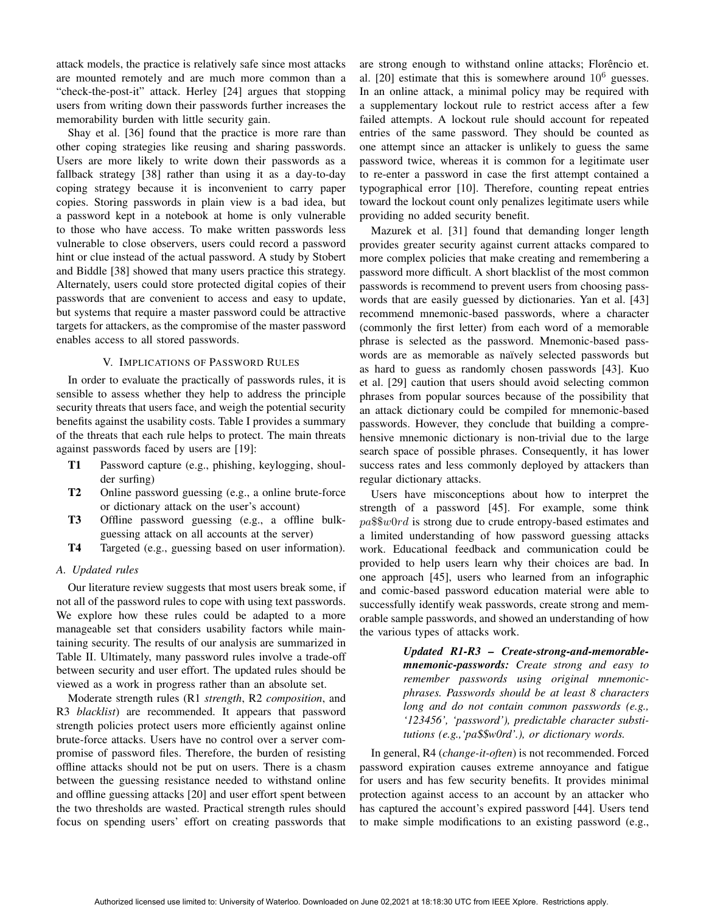attack models, the practice is relatively safe since most attacks are mounted remotely and are much more common than a "check-the-post-it" attack. Herley [24] argues that stopping users from writing down their passwords further increases the memorability burden with little security gain.

Shay et al. [36] found that the practice is more rare than other coping strategies like reusing and sharing passwords. Users are more likely to write down their passwords as a fallback strategy [38] rather than using it as a day-to-day coping strategy because it is inconvenient to carry paper copies. Storing passwords in plain view is a bad idea, but a password kept in a notebook at home is only vulnerable to those who have access. To make written passwords less vulnerable to close observers, users could record a password hint or clue instead of the actual password. A study by Stobert and Biddle [38] showed that many users practice this strategy. Alternately, users could store protected digital copies of their passwords that are convenient to access and easy to update, but systems that require a master password could be attractive targets for attackers, as the compromise of the master password enables access to all stored passwords.

## V. Implications of Password Rules

In order to evaluate the practically of passwords rules, it is sensible to assess whether they help to address the principle security threats that users face, and weigh the potential security benefits against the usability costs. Table I provides a summary of the threats that each rule helps to protect. The main threats against passwords faced by users are [19]:

- **T1** Password capture (e.g., phishing, keylogging, shoulder surfing)
- **T2** Online password guessing (e.g., a online brute-force or dictionary attack on the user's account)
- **T3** Offline password guessing (e.g., a offline bulk-guessing attack on all accounts at the server)
- **T4** Targeted (e.g., guessing based on user information).

### A. Updated rules

Our literature review suggests that most users break some, if not all of the password rules to cope with using text passwords. We explore how these rules could be adapted to a more manageable set that considers usability factors while maintaining security. The results of our analysis are summarized in Table II. Ultimately, many password rules involve a trade-off between security and user effort. The updated rules should be viewed as a work in progress rather than an absolute set.

Moderate strength rules (R1 *strength*, R2 *composition*, and R3 *blacklist*) are recommended. It appears that password strength policies protect users more efficiently against online brute-force attacks. Users have no control over a server compromise of password files. Therefore, the burden of resisting offline attacks should not be put on users. There is a chasm between the guessing resistance needed to withstand online and offline guessing attacks [20] and user effort spent between the two thresholds are wasted. Practical strength rules should focus on spending users' effort on creating passwords that are strong enough to withstand online attacks; Florêncio et. al. [20] estimate that this is somewhere around $10^6$ guesses. In an online attack, a minimal policy may be required with a supplementary lockout rule to restrict access after a few failed attempts. A lockout rule should account for repeated entries of the same password. They should be counted as one attempt since an attacker is unlikely to guess the same password twice, whereas it is common for a legitimate user to re-enter a password in case the first attempt contained a typographical error [10]. Therefore, counting repeat entries toward the lockout count only penalizes legitimate users while providing no added security benefit.

Mazurek et al. [31] found that demanding longer length provides greater security against current attacks compared to more complex policies that make creating and remembering a password more difficult. A short blacklist of the most common passwords is recommend to prevent users from choosing passwords that are easily guessed by dictionaries. Yan et al. [43] recommend mnemonic-based passwords, where a character (commonly the first letter) from each word of a memorable phrase is selected as the password. Mnemonic-based passwords are as memorable as naïvely selected passwords but as hard to guess as randomly chosen passwords [43]. Kuo et al. [29] caution that users should avoid selecting common phrases from popular sources because of the possibility that an attack dictionary could be compiled for mnemonic-based passwords. However, they conclude that building a comprehensive mnemonic dictionary is non-trivial due to the large search space of possible phrases. Consequently, it has lower success rates and less commonly deployed by attackers than regular dictionary attacks.

Users have misconceptions about how to interpret the strength of a password [45]. For example, some think $pa\$\$w0rd$ is strong due to crude entropy-based estimates and a limited understanding of how password guessing attacks work. Educational feedback and communication could be provided to help users learn why their choices are bad. In one approach [45], users who learned from an infographic and comic-based password education material were able to successfully identify weak passwords, create strong and memorable sample passwords, and showed an understanding of how the various types of attacks work.

> ***Updated R1-R3 – Create-strong-and-memorable-mnemonic-passwords:*** *Create strong and easy to remember passwords using original mnemonic-phrases. Passwords should be at least 8 characters long and do not contain common passwords (e.g., '123456', 'password'), predictable character substitutions (e.g.,'pa$$w0rd'.), or dictionary words.*

In general, R4 (*change-it-often*) is not recommended. Forced password expiration causes extreme annoyance and fatigue for users and has few security benefits. It provides minimal protection against access to an account by an attacker who has captured the account's expired password [44]. Users tend to make simple modifications to an existing password (e.g.,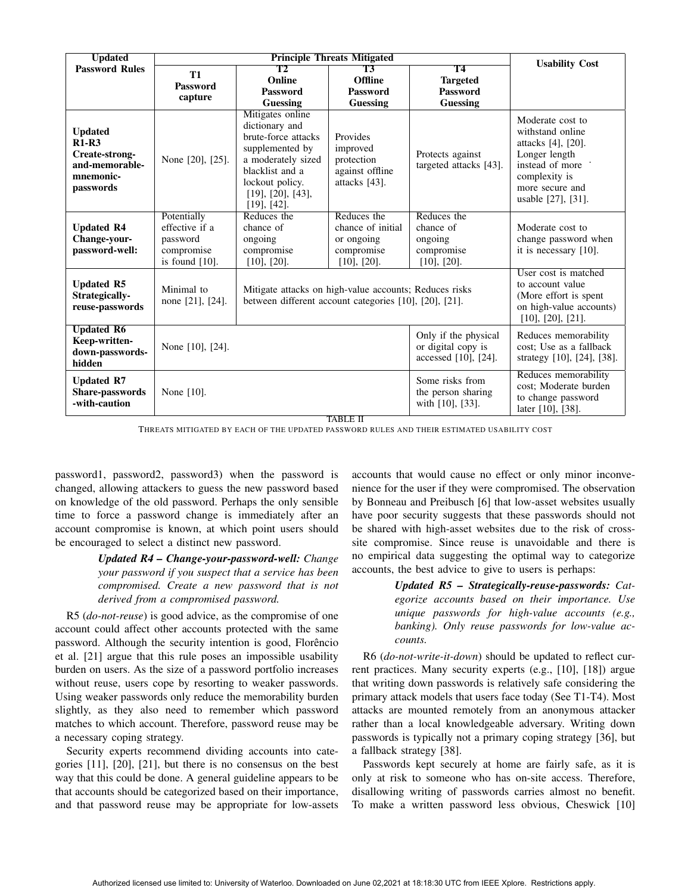| Updated Password Rules | Principle Threats Mitigated | | | | Usability Cost |
|---|---|---|---|---|---|
| | **T1 Password capture** | **T2 Online Password Guessing** | **T3 Offline Password Guessing** | **T4 Targeted Password Guessing** | |
| **Updated R1-R3 Create-strong-and-memorable-mnemonic-passwords** | None [20], [25]. | Mitigates online dictionary and brute-force attacks supplemented by a moderately sized blacklist and a lockout policy. [19], [20], [43], [19], [42]. | Provides improved protection against offline attacks [43]. | Protects against targeted attacks [43]. | Moderate cost to withstand online attacks [4], [20]. Longer length instead of more complexity is more secure and usable [27], [31]. |
| **Updated R4 Change-your-password-well:** | Potentially effective if a password compromise is found [10]. | Reduces the chance of ongoing compromise [10], [20]. | Reduces the chance of initial or ongoing compromise [10], [20]. | Reduces the chance of ongoing compromise [10], [20]. | Moderate cost to change password when it is necessary [10]. |
| **Updated R5 Strategically-reuse-passwords** | Minimal to none [21], [24]. | Mitigate attacks on high-value accounts; Reduces risks between different account categories [10], [20], [21]. | | | User cost is matched to account value (More effort is spent on high-value accounts) [10], [20], [21]. |
| **Updated R6 Keep-written-down-passwords-hidden** | None [10], [24]. | | | Only if the physical or digital copy is accessed [10], [24]. | Reduces memorability cost; Use as a fallback strategy [10], [24], [38]. |
| **Updated R7 Share-passwords -with-caution** | None [10]. | | | Some risks from the person sharing with [10], [33]. | Reduces memorability cost; Moderate burden to change password later [10], [38]. |

TABLE II

THREATS MITIGATED BY EACH OF THE UPDATED PASSWORD RULES AND THEIR ESTIMATED USABILITY COST

password1, password2, password3) when the password is changed, allowing attackers to guess the new password based on knowledge of the old password. Perhaps the only sensible time to force a password change is immediately after an account compromise is known, at which point users should be encouraged to select a distinct new password.

> ***Updated R4 – Change-your-password-well:*** *Change your password if you suspect that a service has been compromised. Create a new password that is not derived from a compromised password.*

R5 (*do-not-reuse*) is good advice, as the compromise of one account could affect other accounts protected with the same password. Although the security intention is good, Florêncio et al. [21] argue that this rule poses an impossible usability burden on users. As the size of a password portfolio increases without reuse, users cope by resorting to weaker passwords. Using weaker passwords only reduce the memorability burden slightly, as they also need to remember which password matches to which account. Therefore, password reuse may be a necessary coping strategy.

Security experts recommend dividing accounts into categories [11], [20], [21], but there is no consensus on the best way that this could be done. A general guideline appears to be that accounts should be categorized based on their importance, and that password reuse may be appropriate for low-assets accounts that would cause no effect or only minor inconvenience for the user if they were compromised. The observation by Bonneau and Preibusch [6] that low-asset websites usually have poor security suggests that these passwords should not be shared with high-asset websites due to the risk of cross-site compromise. Since reuse is unavoidable and there is no empirical data suggesting the optimal way to categorize accounts, the best advice to give to users is perhaps:

> ***Updated R5 – Strategically-reuse-passwords:*** *Categorize accounts based on their importance. Use unique passwords for high-value accounts (e.g., banking). Only reuse passwords for low-value accounts.*

R6 (*do-not-write-it-down*) should be updated to reflect current practices. Many security experts (e.g., [10], [18]) argue that writing down passwords is relatively safe considering the primary attack models that users face today (See T1-T4). Most attacks are mounted remotely from an anonymous attacker rather than a local knowledgeable adversary. Writing down passwords is typically not a primary coping strategy [36], but a fallback strategy [38].

Passwords kept securely at home are fairly safe, as it is only at risk to someone who has on-site access. Therefore, disallowing writing of passwords carries almost no benefit. To make a written password less obvious, Cheswick [10]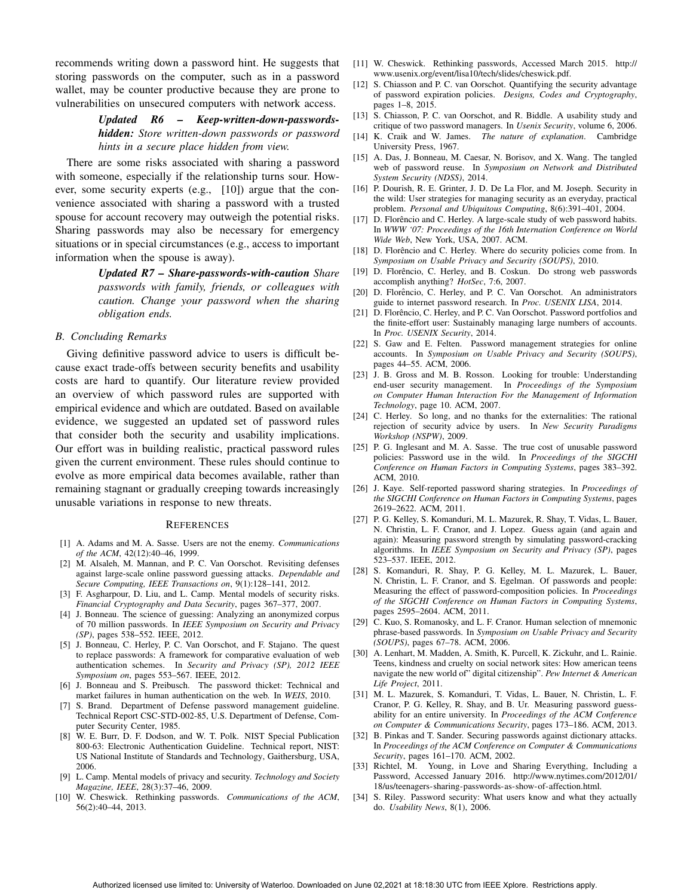recommends writing down a password hint. He suggests that storing passwords on the computer, such as in a password wallet, may be counter productive because they are prone to vulnerabilities on unsecured computers with network access.

> ***Updated R6 – Keep-written-down-passwords-hidden:*** *Store written-down passwords or password hints in a secure place hidden from view.*

There are some risks associated with sharing a password with someone, especially if the relationship turns sour. However, some security experts (e.g., [10]) argue that the convenience associated with sharing a password with a trusted spouse for account recovery may outweigh the potential risks. Sharing passwords may also be necessary for emergency situations or in special circumstances (e.g., access to important information when the spouse is away).

> ***Updated R7 – Share-passwords-with-caution*** *Share passwords with family, friends, or colleagues with caution. Change your password when the sharing obligation ends.*

### B. Concluding Remarks

Giving definitive password advice to users is difficult because exact trade-offs between security benefits and usability costs are hard to quantify. Our literature review provided an overview of which password rules are supported with empirical evidence and which are outdated. Based on available evidence, we suggested an updated set of password rules that consider both the security and usability implications. Our effort was in building realistic, practical password rules given the current environment. These rules should continue to evolve as more empirical data becomes available, rather than remaining stagnant or gradually creeping towards increasingly unusable variations in response to new threats.

## References

[1] A. Adams and M. A. Sasse. Users are not the enemy. *Communications of the ACM*, 42(12):40–46, 1999.

[2] M. Alsaleh, M. Mannan, and P. C. Van Oorschot. Revisiting defenses against large-scale online password guessing attacks. *Dependable and Secure Computing, IEEE Transactions on*, 9(1):128–141, 2012.

[3] F. Asgharpour, D. Liu, and L. Camp. Mental models of security risks. *Financial Cryptography and Data Security*, pages 367–377, 2007.

[4] J. Bonneau. The science of guessing: Analyzing an anonymized corpus of 70 million passwords. In *IEEE Symposium on Security and Privacy (SP)*, pages 538–552. IEEE, 2012.

[5] J. Bonneau, C. Herley, P. C. Van Oorschot, and F. Stajano. The quest to replace passwords: A framework for comparative evaluation of web authentication schemes. In *Security and Privacy (SP), 2012 IEEE Symposium on*, pages 553–567. IEEE, 2012.

[6] J. Bonneau and S. Preibusch. The password thicket: Technical and market failures in human authentication on the web. In *WEIS*, 2010.

[7] S. Brand. Department of Defense password management guideline. Technical Report CSC-STD-002-85, U.S. Department of Defense, Computer Security Center, 1985.

[8] W. E. Burr, D. F. Dodson, and W. T. Polk. NIST Special Publication 800-63: Electronic Authentication Guideline. Technical report, NIST: US National Institute of Standards and Technology, Gaithersburg, USA, 2006.

[9] L. Camp. Mental models of privacy and security. *Technology and Society Magazine, IEEE*, 28(3):37–46, 2009.

[10] W. Cheswick. Rethinking passwords. *Communications of the ACM*, 56(2):40–44, 2013.

[11] W. Cheswick. Rethinking passwords, Accessed March 2015. http://www.usenix.org/event/lisa10/tech/slides/cheswick.pdf.

[12] S. Chiasson and P. C. van Oorschot. Quantifying the security advantage of password expiration policies. *Designs, Codes and Cryptography*, pages 1–8, 2015.

[13] S. Chiasson, P. C. van Oorschot, and R. Biddle. A usability study and critique of two password managers. In *Usenix Security*, volume 6, 2006.

[14] K. Craik and W. James. *The nature of explanation*. Cambridge University Press, 1967.

[15] A. Das, J. Bonneau, M. Caesar, N. Borisov, and X. Wang. The tangled web of password reuse. In *Symposium on Network and Distributed System Security (NDSS)*, 2014.

[16] P. Dourish, R. E. Grinter, J. D. De La Flor, and M. Joseph. Security in the wild: User strategies for managing security as an everyday, practical problem. *Personal and Ubiquitous Computing*, 8(6):391–401, 2004.

[17] D. Florêncio and C. Herley. A large-scale study of web password habits. In *WWW '07: Proceedings of the 16th Internation Conference on World Wide Web*, New York, USA, 2007. ACM.

[18] D. Florêncio and C. Herley. Where do security policies come from. In *Symposium on Usable Privacy and Security (SOUPS)*, 2010.

[19] D. Florêncio, C. Herley, and B. Coskun. Do strong web passwords accomplish anything? *HotSec*, 7:6, 2007.

[20] D. Florêncio, C. Herley, and P. C. Van Oorschot. An administrators guide to internet password research. In *Proc. USENIX LISA*, 2014.

[21] D. Florêncio, C. Herley, and P. C. Van Oorschot. Password portfolios and the finite-effort user: Sustainably managing large numbers of accounts. In *Proc. USENIX Security*, 2014.

[22] S. Gaw and E. Felten. Password management strategies for online accounts. In *Symposium on Usable Privacy and Security (SOUPS)*, pages 44–55. ACM, 2006.

[23] J. B. Gross and M. B. Rosson. Looking for trouble: Understanding end-user security management. In *Proceedings of the Symposium on Computer Human Interaction For the Management of Information Technology*, page 10. ACM, 2007.

[24] C. Herley. So long, and no thanks for the externalities: The rational rejection of security advice by users. In *New Security Paradigms Workshop (NSPW)*, 2009.

[25] P. G. Inglesant and M. A. Sasse. The true cost of unusable password policies: Password use in the wild. In *Proceedings of the SIGCHI Conference on Human Factors in Computing Systems*, pages 383–392. ACM, 2010.

[26] J. Kaye. Self-reported password sharing strategies. In *Proceedings of the SIGCHI Conference on Human Factors in Computing Systems*, pages 2619–2622. ACM, 2011.

[27] P. G. Kelley, S. Komanduri, M. L. Mazurek, R. Shay, T. Vidas, L. Bauer, N. Christin, L. F. Cranor, and J. Lopez. Guess again (and again and again): Measuring password strength by simulating password-cracking algorithms. In *IEEE Symposium on Security and Privacy (SP)*, pages 523–537. IEEE, 2012.

[28] S. Komanduri, R. Shay, P. G. Kelley, M. L. Mazurek, L. Bauer, N. Christin, L. F. Cranor, and S. Egelman. Of passwords and people: Measuring the effect of password-composition policies. In *Proceedings of the SIGCHI Conference on Human Factors in Computing Systems*, pages 2595–2604. ACM, 2011.

[29] C. Kuo, S. Romanosky, and L. F. Cranor. Human selection of mnemonic phrase-based passwords. In *Symposium on Usable Privacy and Security (SOUPS)*, pages 67–78. ACM, 2006.

[30] A. Lenhart, M. Madden, A. Smith, K. Purcell, K. Zickuhr, and L. Rainie. Teens, kindness and cruelty on social network sites: How american teens navigate the new world of" digital citizenship". *Pew Internet & American Life Project*, 2011.

[31] M. L. Mazurek, S. Komanduri, T. Vidas, L. Bauer, N. Christin, L. F. Cranor, P. G. Kelley, R. Shay, and B. Ur. Measuring password guessability for an entire university. In *Proceedings of the ACM Conference on Computer & Communications Security*, pages 173–186. ACM, 2013.

[32] B. Pinkas and T. Sander. Securing passwords against dictionary attacks. In *Proceedings of the ACM Conference on Computer & Communications Security*, pages 161–170. ACM, 2002.

[33] Richtel, M. Young, in Love and Sharing Everything, Including a Password, Accessed January 2016. http://www.nytimes.com/2012/01/18/us/teenagers-sharing-passwords-as-show-of-affection.html.

[34] S. Riley. Password security: What users know and what they actually do. *Usability News*, 8(1), 2006.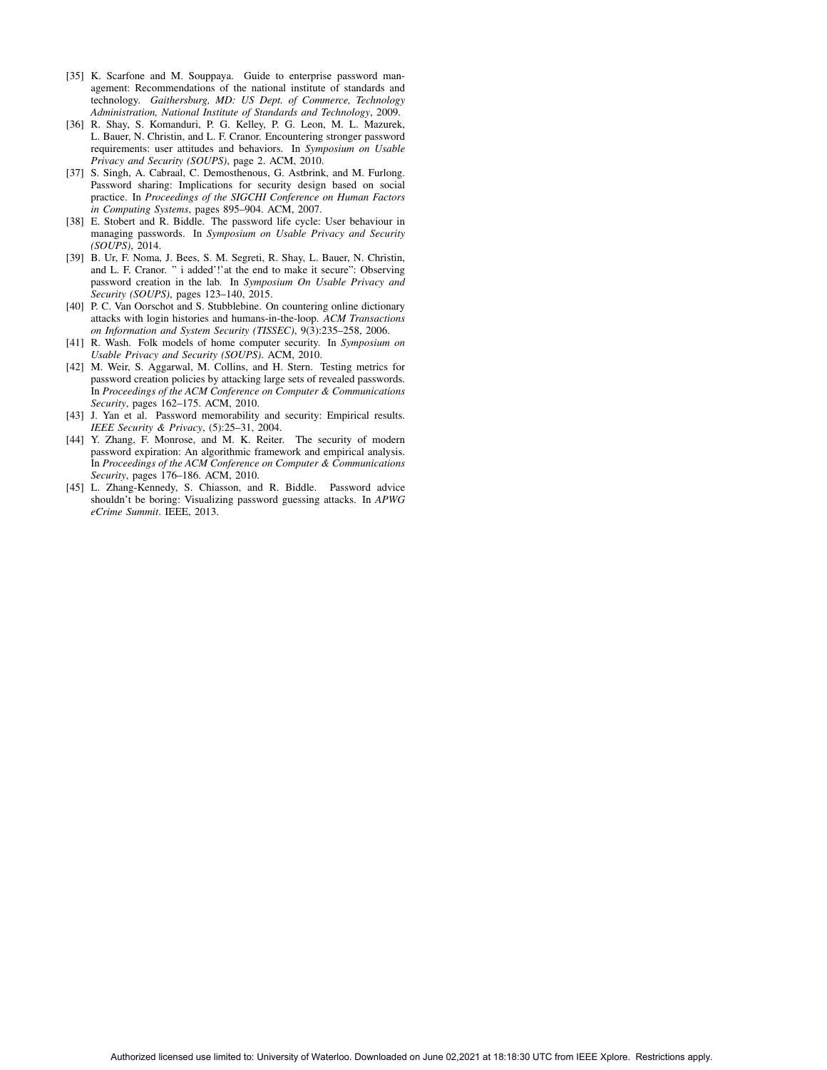[35] K. Scarfone and M. Souppaya. Guide to enterprise password management: Recommendations of the national institute of standards and technology. *Gaithersburg, MD: US Dept. of Commerce, Technology Administration, National Institute of Standards and Technology*, 2009.

[36] R. Shay, S. Komanduri, P. G. Kelley, P. G. Leon, M. L. Mazurek, L. Bauer, N. Christin, and L. F. Cranor. Encountering stronger password requirements: user attitudes and behaviors. In *Symposium on Usable Privacy and Security (SOUPS)*, page 2. ACM, 2010.

[37] S. Singh, A. Cabraal, C. Demosthenous, G. Astbrink, and M. Furlong. Password sharing: Implications for security design based on social practice. In *Proceedings of the SIGCHI Conference on Human Factors in Computing Systems*, pages 895–904. ACM, 2007.

[38] E. Stobert and R. Biddle. The password life cycle: User behaviour in managing passwords. In *Symposium on Usable Privacy and Security (SOUPS)*, 2014.

[39] B. Ur, F. Noma, J. Bees, S. M. Segreti, R. Shay, L. Bauer, N. Christin, and L. F. Cranor. " i added'!'at the end to make it secure": Observing password creation in the lab. In *Symposium On Usable Privacy and Security (SOUPS)*, pages 123–140, 2015.

[40] P. C. Van Oorschot and S. Stubblebine. On countering online dictionary attacks with login histories and humans-in-the-loop. *ACM Transactions on Information and System Security (TISSEC)*, 9(3):235–258, 2006.

[41] R. Wash. Folk models of home computer security. In *Symposium on Usable Privacy and Security (SOUPS)*. ACM, 2010.

[42] M. Weir, S. Aggarwal, M. Collins, and H. Stern. Testing metrics for password creation policies by attacking large sets of revealed passwords. In *Proceedings of the ACM Conference on Computer & Communications Security*, pages 162–175. ACM, 2010.

[43] J. Yan et al. Password memorability and security: Empirical results. *IEEE Security & Privacy*, (5):25–31, 2004.

[44] Y. Zhang, F. Monrose, and M. K. Reiter. The security of modern password expiration: An algorithmic framework and empirical analysis. In *Proceedings of the ACM Conference on Computer & Communications Security*, pages 176–186. ACM, 2010.

[45] L. Zhang-Kennedy, S. Chiasson, and R. Biddle. Password advice shouldn't be boring: Visualizing password guessing attacks. In *APWG eCrime Summit*. IEEE, 2013.